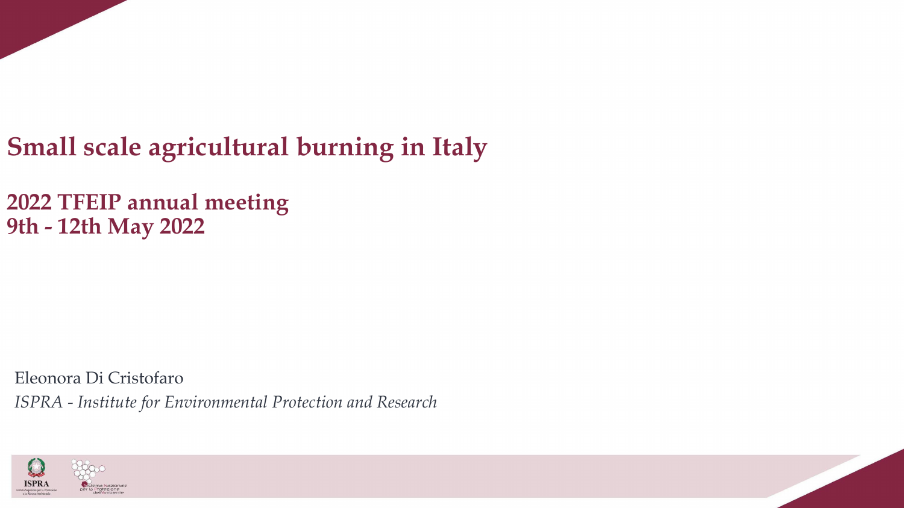# Small scale agricultural burning in Italy

## 2022 TFEIP annual meeting
## 9th - 12th May 2022

Eleonora Di Cristofaro

*ISPRA - Institute for Environmental Protection and Research*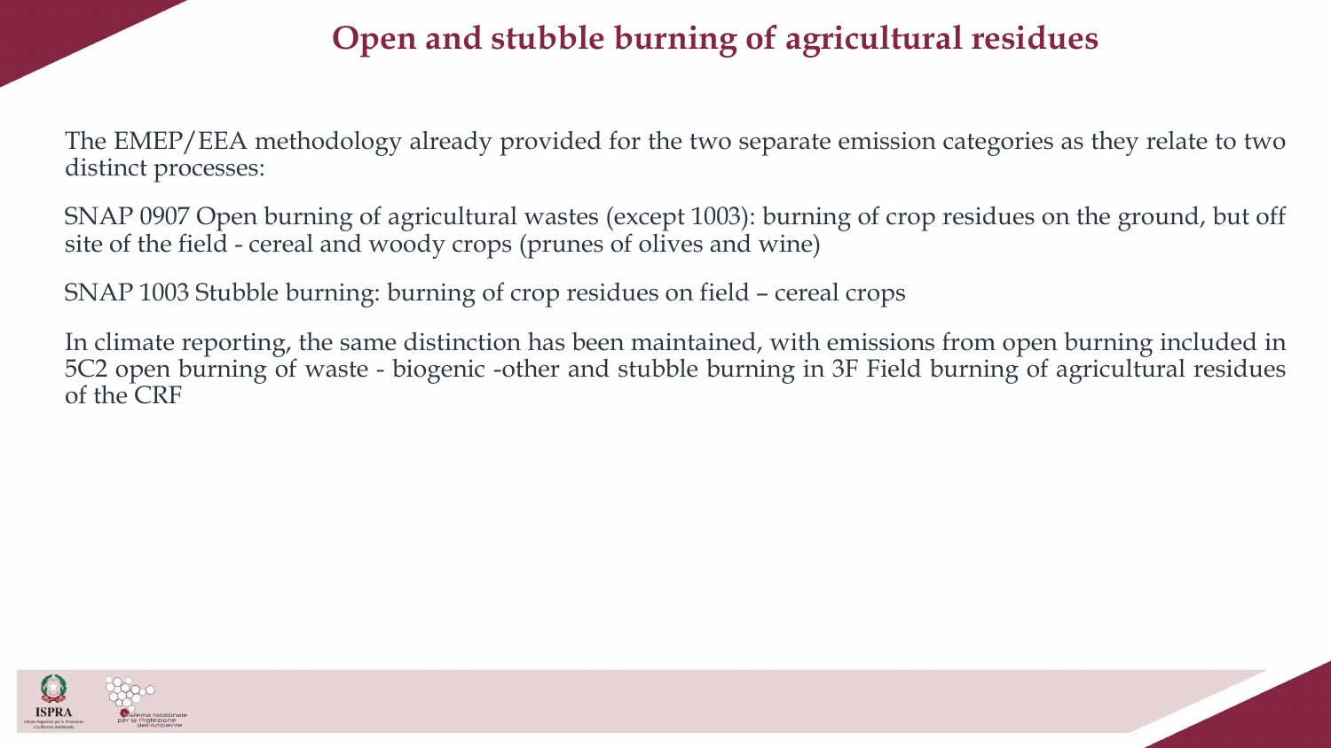# Open and stubble burning of agricultural residues

The EMEP/EEA methodology already provided for the two separate emission categories as they relate to two distinct processes:

SNAP 0907 Open burning of agricultural wastes (except 1003): burning of crop residues on the ground, but off site of the field - cereal and woody crops (prunes of olives and wine)

SNAP 1003 Stubble burning: burning of crop residues on field – cereal crops

In climate reporting, the same distinction has been maintained, with emissions from open burning included in 5C2 open burning of waste - biogenic -other and stubble burning in 3F Field burning of agricultural residues of the CRF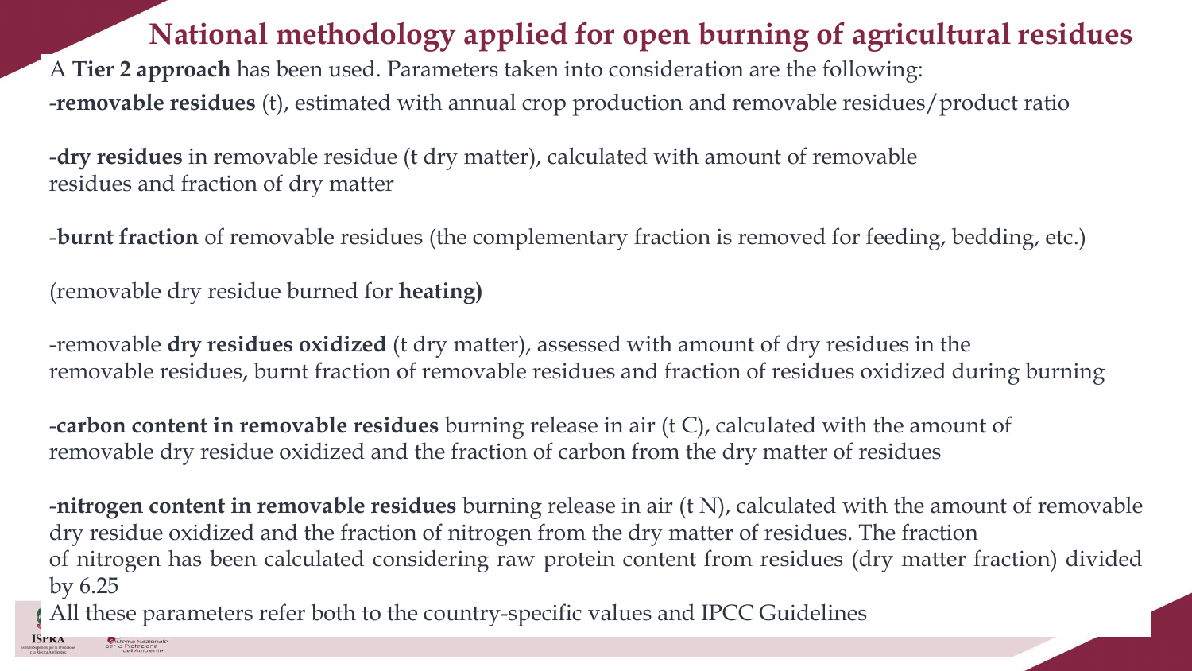# National methodology applied for open burning of agricultural residues

A **Tier 2 approach** has been used. Parameters taken into consideration are the following:

-**removable residues** (t), estimated with annual crop production and removable residues/product ratio

-**dry residues** in removable residue (t dry matter), calculated with amount of removable residues and fraction of dry matter

-**burnt fraction** of removable residues (the complementary fraction is removed for feeding, bedding, etc.)

(removable dry residue burned for **heating)**

-removable **dry residues oxidized** (t dry matter), assessed with amount of dry residues in the removable residues, burnt fraction of removable residues and fraction of residues oxidized during burning

-**carbon content in removable residues** burning release in air (t C), calculated with the amount of removable dry residue oxidized and the fraction of carbon from the dry matter of residues

-**nitrogen content in removable residues** burning release in air (t N), calculated with the amount of removable dry residue oxidized and the fraction of nitrogen from the dry matter of residues. The fraction of nitrogen has been calculated considering raw protein content from residues (dry matter fraction) divided by 6.25

All these parameters refer both to the country-specific values and IPCC Guidelines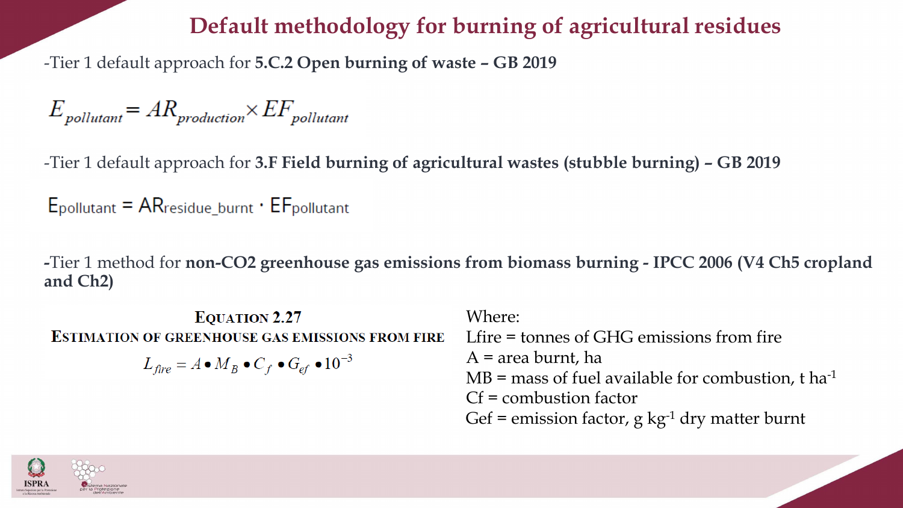# Default methodology for burning of agricultural residues

-Tier 1 default approach for **5.C.2 Open burning of waste – GB 2019**

$$E_{pollutant} = AR_{production} \times EF_{pollutant}$$

-Tier 1 default approach for **3.F Field burning of agricultural wastes (stubble burning) – GB 2019**

$$E_{pollutant} = AR_{residue\_burnt} \cdot EF_{pollutant}$$

-Tier 1 method for **non-CO2 greenhouse gas emissions from biomass burning - IPCC 2006 (V4 Ch5 cropland and Ch2)**

**EQUATION 2.27**
**ESTIMATION OF GREENHOUSE GAS EMISSIONS FROM FIRE**

$$L_{fire} = A \bullet M_B \bullet C_f \bullet G_{ef} \bullet 10^{-3}$$

Where:
Lfire = tonnes of GHG emissions from fire
A = area burnt, ha
MB = mass of fuel available for combustion, t $ha^{-1}$
Cf = combustion factor
Gef = emission factor, g $kg^{-1}$ dry matter burnt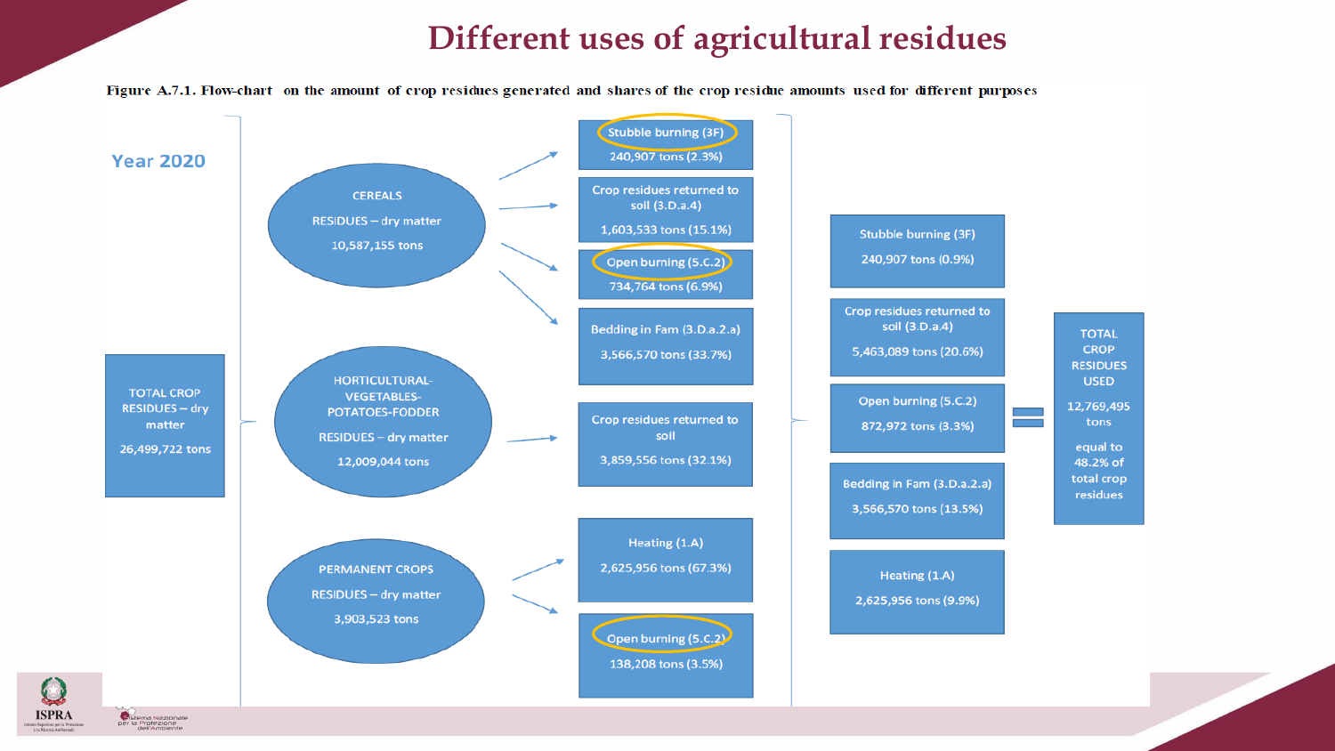# Different uses of agricultural residues

**Figure A.7.1. Flow-chart on the amount of crop residues generated and shares of the crop residue amounts used for different purposes**

**Year 2020**

TOTAL CROP RESIDUES – dry matter

26,499,722 tons

CEREALS

RESIDUES – dry matter

10,587,155 tons

- Stubble burning (3F) — 240,907 tons (2.3%)
- Crop residues returned to soil (3.D.a.4) — 1,603,533 tons (15.1%)
- Open burning (5.C.2) — 734,764 tons (6.9%)
- Bedding in Fam (3.D.a.2.a) — 3,566,570 tons (33.7%)

HORTICULTURAL-VEGETABLES-POTATOES-FODDER

RESIDUES – dry matter

12,009,044 tons

- Crop residues returned to soil — 3,859,556 tons (32.1%)

PERMANENT CROPS

RESIDUES – dry matter

3,903,523 tons

- Heating (1.A) — 2,625,956 tons (67.3%)
- Open burning (5.C.2) — 138,208 tons (3.5%)

Totals:

- Stubble burning (3F) — 240,907 tons (0.9%)
- Crop residues returned to soil (3.D.a.4) — 5,463,089 tons (20.6%)
- Open burning (5.C.2) — 872,972 tons (3.3%)
- Bedding in Fam (3.D.a.2.a) — 3,566,570 tons (13.5%)
- Heating (1.A) — 2,625,956 tons (9.9%)

=

TOTAL CROP RESIDUES USED

12,769,495 tons

equal to 48.2% of total crop residues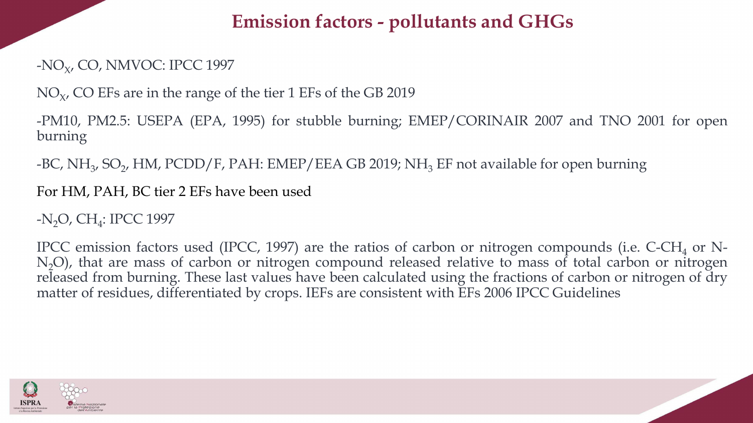# Emission factors - pollutants and GHGs

-$NO_X$, CO, NMVOC: IPCC 1997

$NO_X$, CO EFs are in the range of the tier 1 EFs of the GB 2019

-PM10, PM2.5: USEPA (EPA, 1995) for stubble burning; EMEP/CORINAIR 2007 and TNO 2001 for open burning

-BC, $NH_3$, $SO_2$, HM, PCDD/F, PAH: EMEP/EEA GB 2019; $NH_3$ EF not available for open burning

For HM, PAH, BC tier 2 EFs have been used

-$N_2O$, $CH_4$: IPCC 1997

IPCC emission factors used (IPCC, 1997) are the ratios of carbon or nitrogen compounds (i.e. C-$CH_4$ or N-$N_2O$), that are mass of carbon or nitrogen compound released relative to mass of total carbon or nitrogen released from burning. These last values have been calculated using the fractions of carbon or nitrogen of dry matter of residues, differentiated by crops. IEFs are consistent with EFs 2006 IPCC Guidelines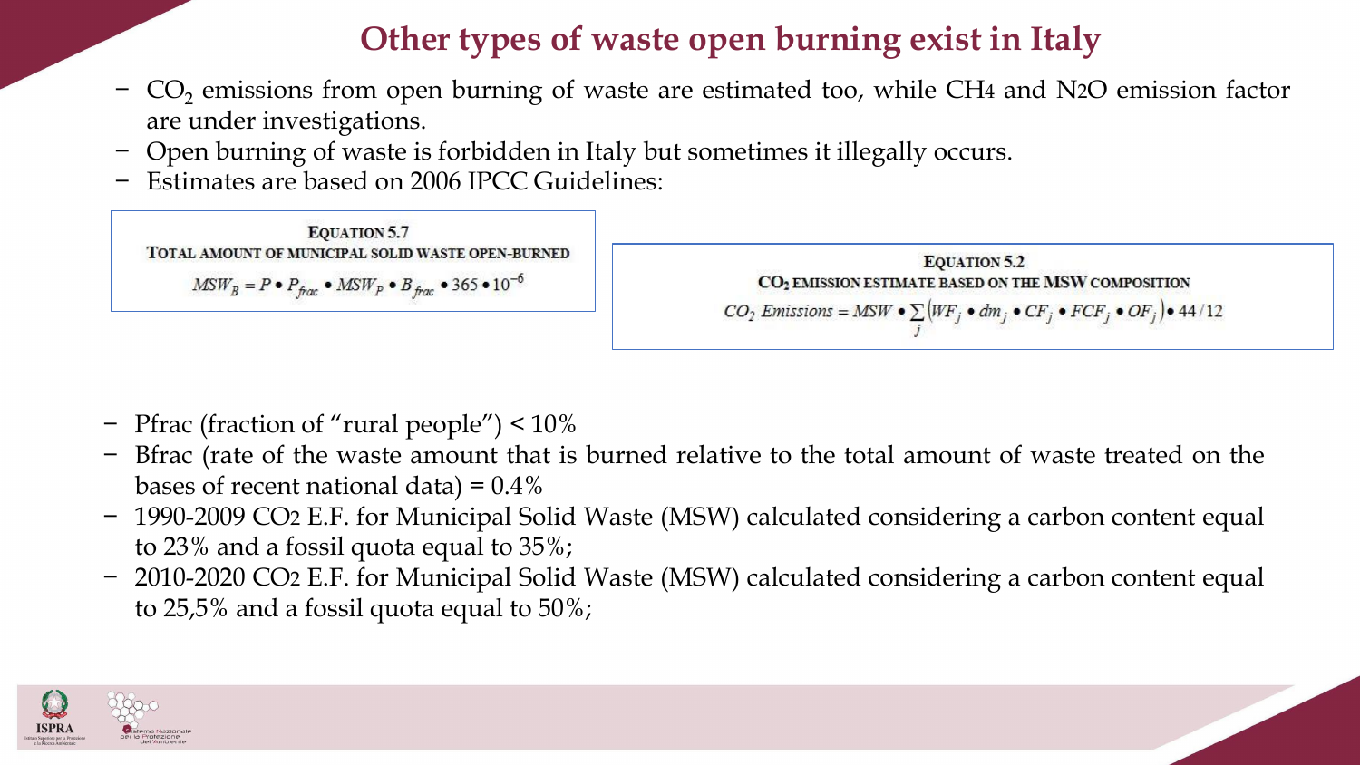# Other types of waste open burning exist in Italy

- $CO_2$ emissions from open burning of waste are estimated too, while $CH_4$ and $N_2O$ emission factor are under investigations.
- Open burning of waste is forbidden in Italy but sometimes it illegally occurs.
- Estimates are based on 2006 IPCC Guidelines:

**Equation 5.7**
**Total amount of municipal solid waste open-burned**

$$MSW_B = P \bullet P_{frac} \bullet MSW_P \bullet B_{frac} \bullet 365 \bullet 10^{-6}$$

**Equation 5.2**
**$CO_2$ emission estimate based on the MSW composition**

$$CO_2\ Emissions = MSW \bullet \sum_j \left(WF_j \bullet dm_j \bullet CF_j \bullet FCF_j \bullet OF_j\right) \bullet 44/12$$

- Pfrac (fraction of "rural people") < 10%
- Bfrac (rate of the waste amount that is burned relative to the total amount of waste treated on the bases of recent national data) = 0.4%
- 1990-2009 $CO_2$ E.F. for Municipal Solid Waste (MSW) calculated considering a carbon content equal to 23% and a fossil quota equal to 35%;
- 2010-2020 $CO_2$ E.F. for Municipal Solid Waste (MSW) calculated considering a carbon content equal to 25,5% and a fossil quota equal to 50%;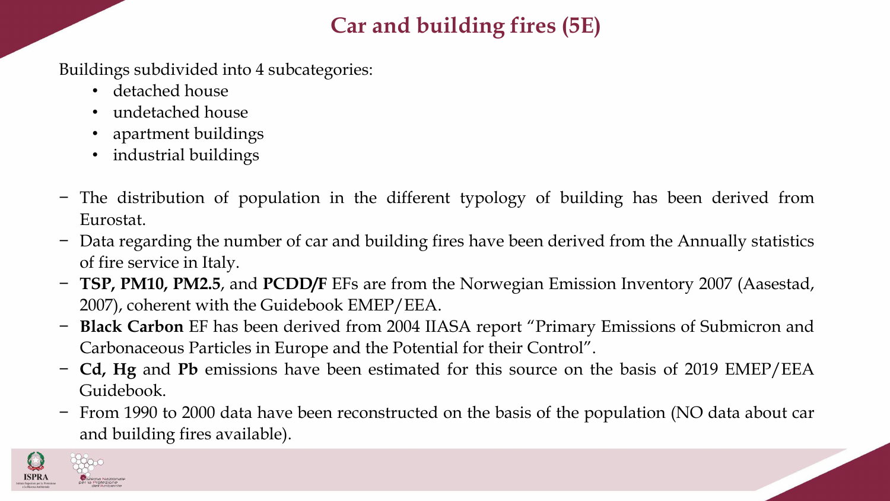# Car and building fires (5E)

Buildings subdivided into 4 subcategories:

- detached house
- undetached house
- apartment buildings
- industrial buildings

- The distribution of population in the different typology of building has been derived from Eurostat.
- Data regarding the number of car and building fires have been derived from the Annually statistics of fire service in Italy.
- **TSP, PM10, PM2.5**, and **PCDD/F** EFs are from the Norwegian Emission Inventory 2007 (Aasestad, 2007), coherent with the Guidebook EMEP/EEA.
- **Black Carbon** EF has been derived from 2004 IIASA report "Primary Emissions of Submicron and Carbonaceous Particles in Europe and the Potential for their Control".
- **Cd, Hg** and **Pb** emissions have been estimated for this source on the basis of 2019 EMEP/EEA Guidebook.
- From 1990 to 2000 data have been reconstructed on the basis of the population (NO data about car and building fires available).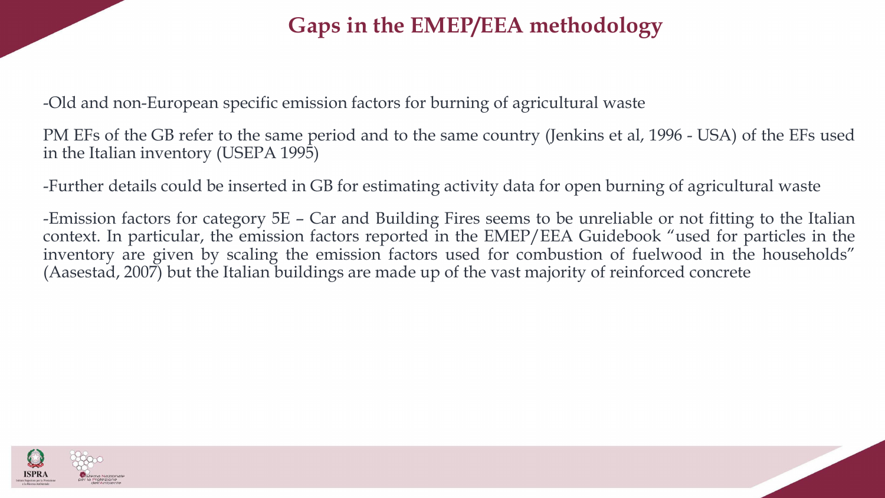# Gaps in the EMEP/EEA methodology

-Old and non-European specific emission factors for burning of agricultural waste

PM EFs of the GB refer to the same period and to the same country (Jenkins et al, 1996 - USA) of the EFs used in the Italian inventory (USEPA 1995)

-Further details could be inserted in GB for estimating activity data for open burning of agricultural waste

-Emission factors for category 5E – Car and Building Fires seems to be unreliable or not fitting to the Italian context. In particular, the emission factors reported in the EMEP/EEA Guidebook "used for particles in the inventory are given by scaling the emission factors used for combustion of fuelwood in the households" (Aasestad, 2007) but the Italian buildings are made up of the vast majority of reinforced concrete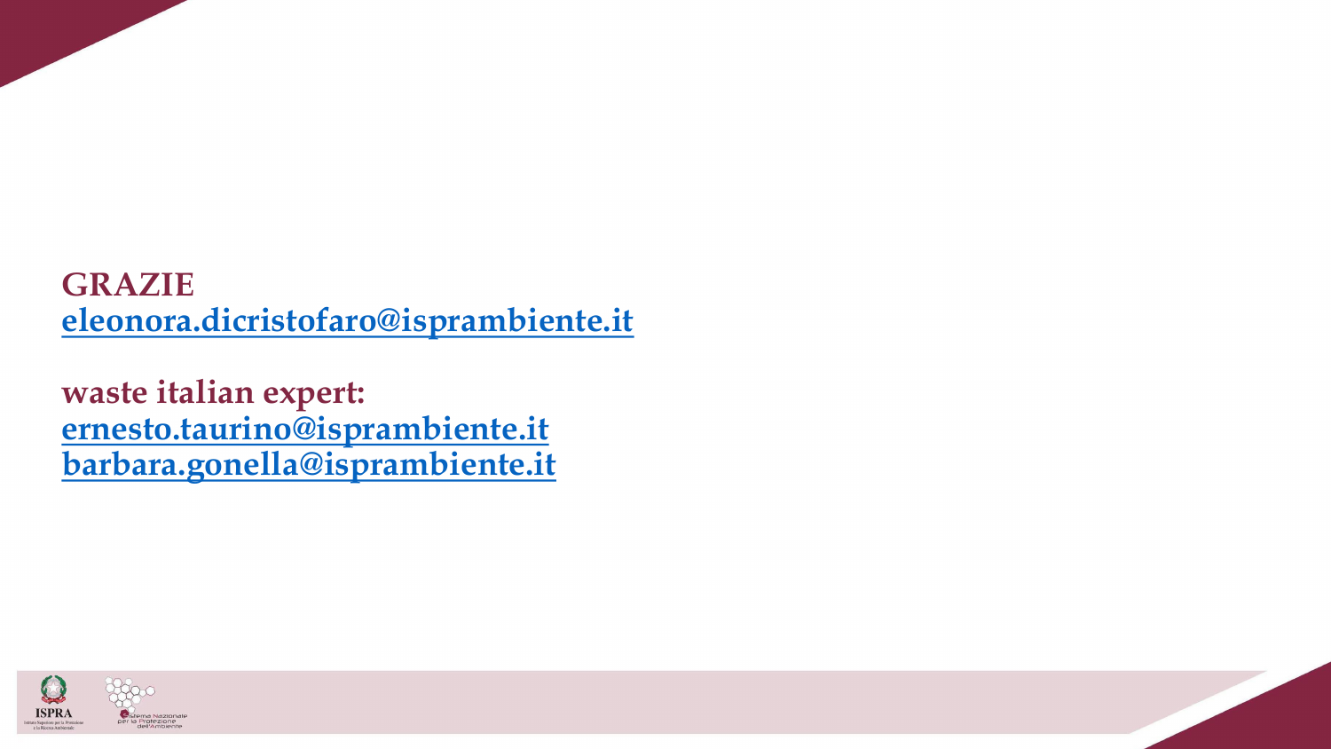**GRAZIE**
eleonora.dicristofaro@isprambiente.it

**waste italian expert:**
ernesto.taurino@isprambiente.it
barbara.gonella@isprambiente.it